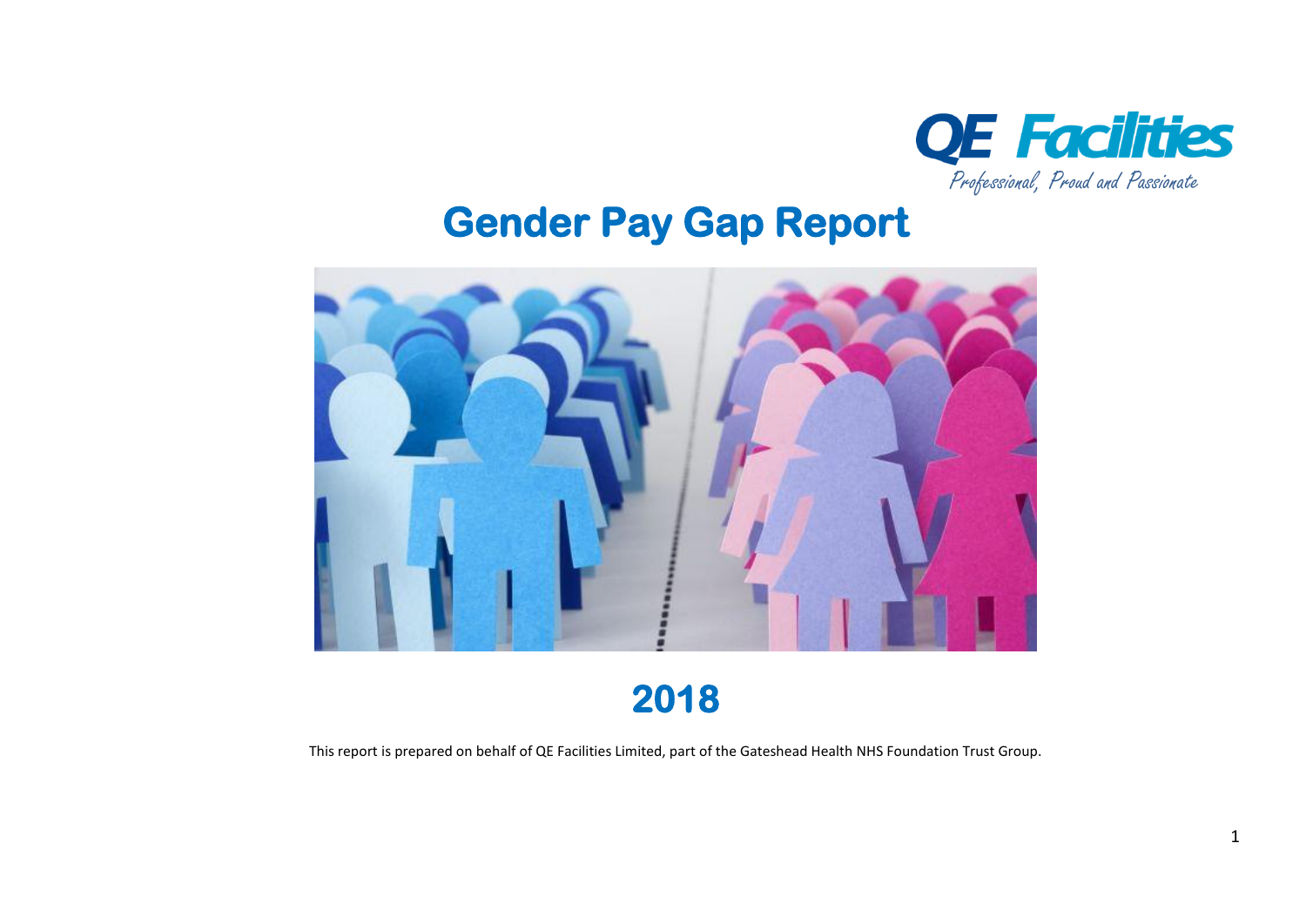QE Facilities

*Professional, Proud and Passionate*

# Gender Pay Gap Report

# 2018

This report is prepared on behalf of QE Facilities Limited, part of the Gateshead Health NHS Foundation Trust Group.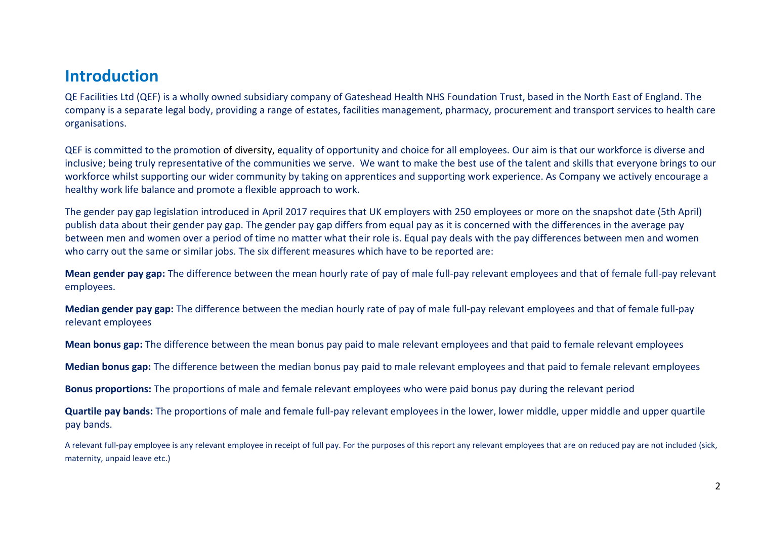# Introduction

QE Facilities Ltd (QEF) is a wholly owned subsidiary company of Gateshead Health NHS Foundation Trust, based in the North East of England. The company is a separate legal body, providing a range of estates, facilities management, pharmacy, procurement and transport services to health care organisations.

QEF is committed to the promotion of diversity, equality of opportunity and choice for all employees. Our aim is that our workforce is diverse and inclusive; being truly representative of the communities we serve. We want to make the best use of the talent and skills that everyone brings to our workforce whilst supporting our wider community by taking on apprentices and supporting work experience. As Company we actively encourage a healthy work life balance and promote a flexible approach to work.

The gender pay gap legislation introduced in April 2017 requires that UK employers with 250 employees or more on the snapshot date (5th April) publish data about their gender pay gap. The gender pay gap differs from equal pay as it is concerned with the differences in the average pay between men and women over a period of time no matter what their role is. Equal pay deals with the pay differences between men and women who carry out the same or similar jobs. The six different measures which have to be reported are:

**Mean gender pay gap:** The difference between the mean hourly rate of pay of male full-pay relevant employees and that of female full-pay relevant employees.

**Median gender pay gap:** The difference between the median hourly rate of pay of male full-pay relevant employees and that of female full-pay relevant employees

**Mean bonus gap:** The difference between the mean bonus pay paid to male relevant employees and that paid to female relevant employees

**Median bonus gap:** The difference between the median bonus pay paid to male relevant employees and that paid to female relevant employees

**Bonus proportions:** The proportions of male and female relevant employees who were paid bonus pay during the relevant period

**Quartile pay bands:** The proportions of male and female full-pay relevant employees in the lower, lower middle, upper middle and upper quartile pay bands.

A relevant full-pay employee is any relevant employee in receipt of full pay. For the purposes of this report any relevant employees that are on reduced pay are not included (sick, maternity, unpaid leave etc.)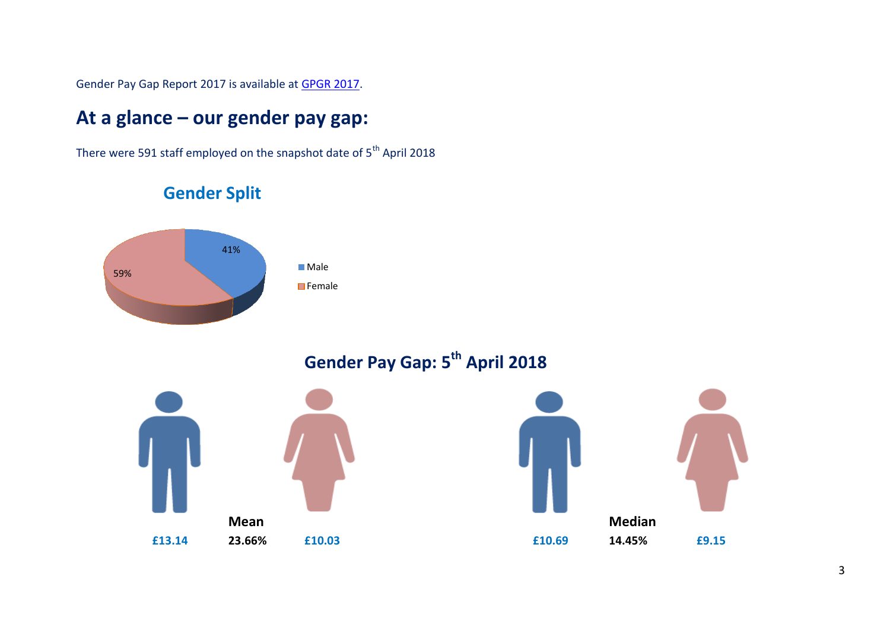Gender Pay Gap Report 2017 is available at [GPGR 2017](GPGR 2017).

## At a glance – our gender pay gap:

There were 591 staff employed on the snapshot date of 5th April 2018

### Gender Split

- Male: 41%
- Female: 59%

### Gender Pay Gap: 5th April 2018

| | Male | Gap | Female |
|---|---|---|---|
| Mean | £13.14 | 23.66% | £10.03 |
| Median | £10.69 | 14.45% | £9.15 |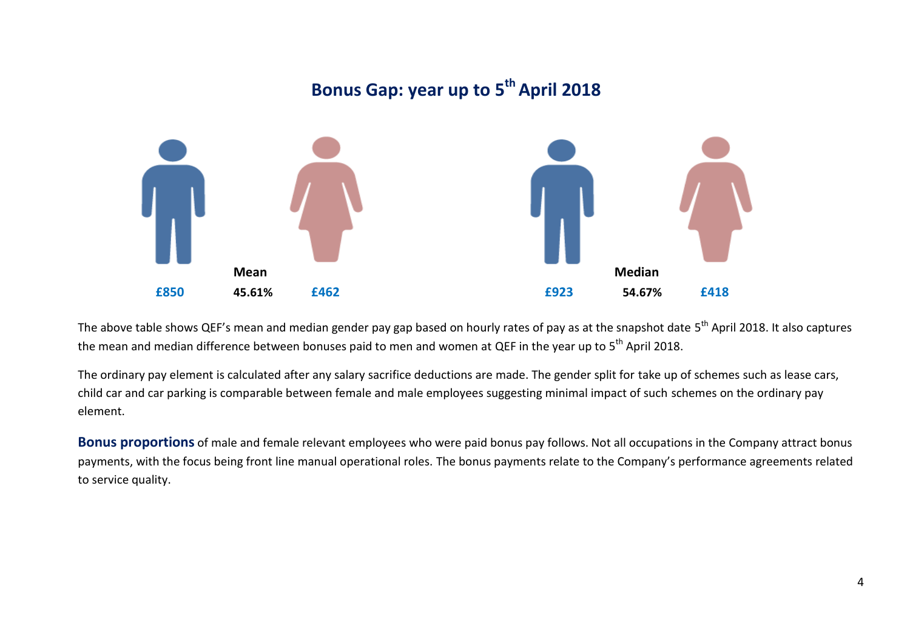## Bonus Gap: year up to 5th April 2018

| | Mean | | | Median | |
|---|---|---|---|---|---|
| £850 | 45.61% | £462 | £923 | 54.67% | £418 |

The above table shows QEF's mean and median gender pay gap based on hourly rates of pay as at the snapshot date 5th April 2018. It also captures the mean and median difference between bonuses paid to men and women at QEF in the year up to 5th April 2018.

The ordinary pay element is calculated after any salary sacrifice deductions are made. The gender split for take up of schemes such as lease cars, child car and car parking is comparable between female and male employees suggesting minimal impact of such schemes on the ordinary pay element.

**Bonus proportions** of male and female relevant employees who were paid bonus pay follows. Not all occupations in the Company attract bonus payments, with the focus being front line manual operational roles. The bonus payments relate to the Company's performance agreements related to service quality.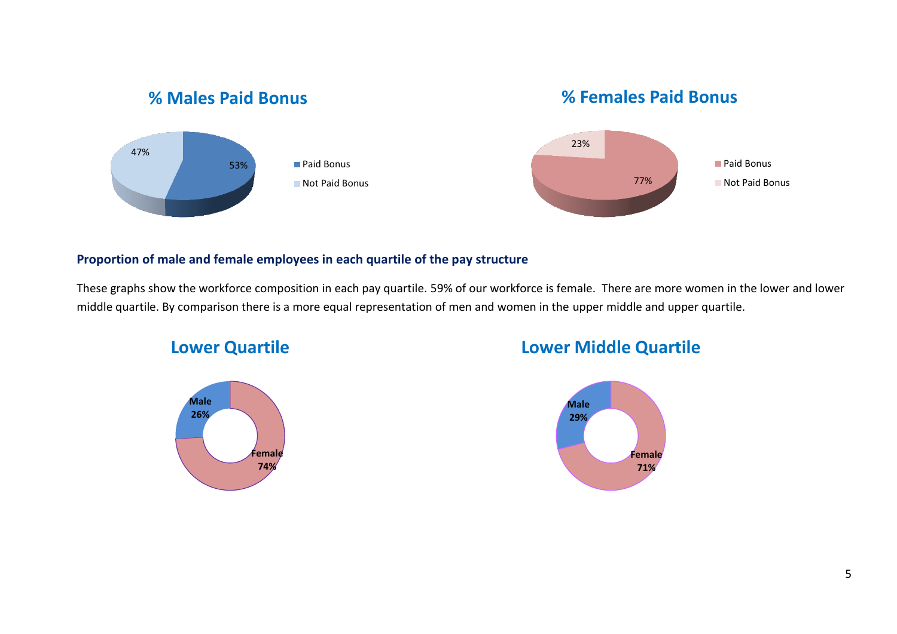## % Males Paid Bonus

- Paid Bonus: 53%
- Not Paid Bonus: 47%

## % Females Paid Bonus

- Paid Bonus: 77%
- Not Paid Bonus: 23%

**Proportion of male and female employees in each quartile of the pay structure**

These graphs show the workforce composition in each pay quartile. 59% of our workforce is female. There are more women in the lower and lower middle quartile. By comparison there is a more equal representation of men and women in the upper middle and upper quartile.

## Lower Quartile

- Male 26%
- Female 74%

## Lower Middle Quartile

- Male 29%
- Female 71%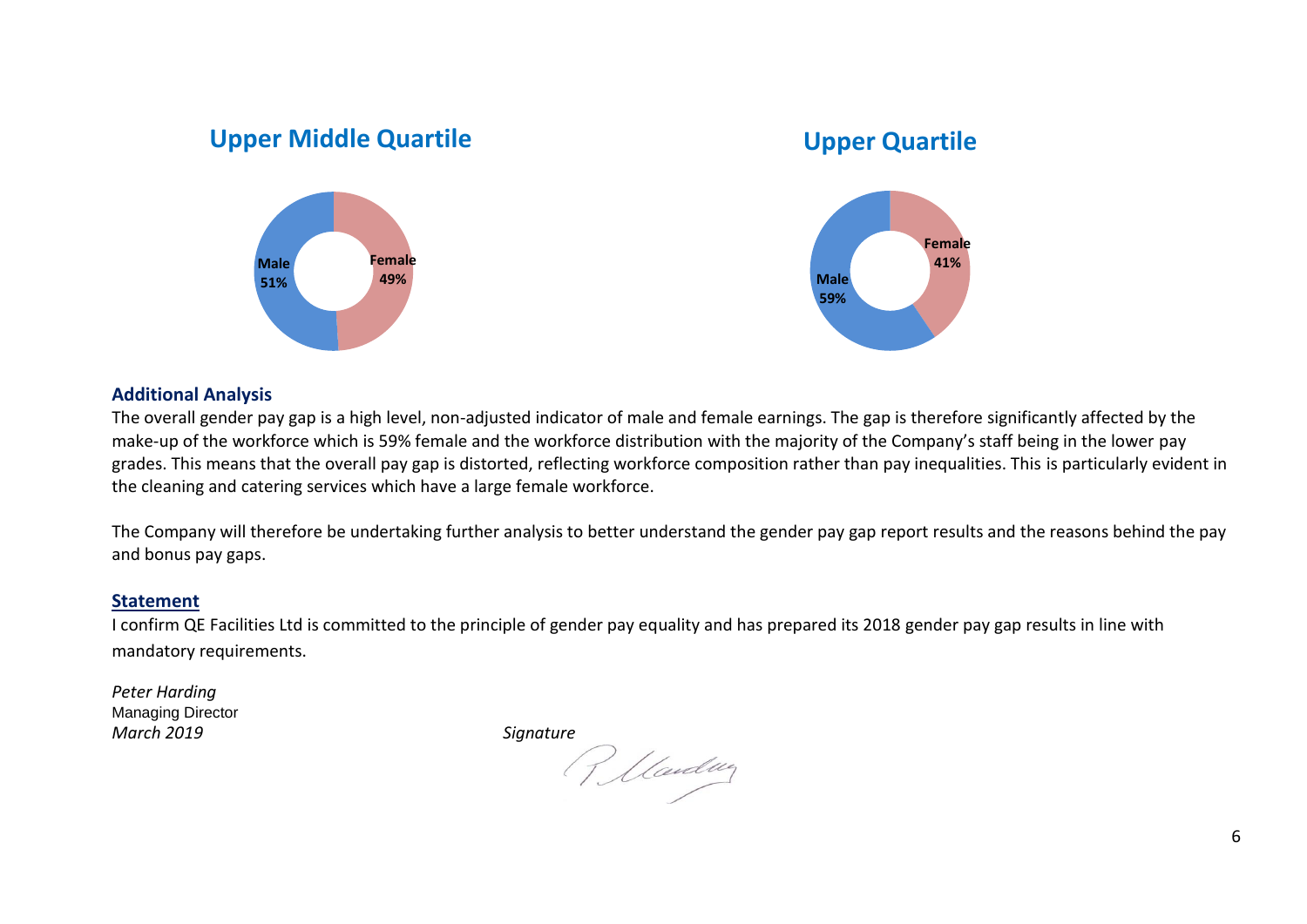## Upper Middle Quartile

Male 51%

Female 49%

## Upper Quartile

Male 59%

Female 41%

### Additional Analysis

The overall gender pay gap is a high level, non-adjusted indicator of male and female earnings. The gap is therefore significantly affected by the make-up of the workforce which is 59% female and the workforce distribution with the majority of the Company's staff being in the lower pay grades. This means that the overall pay gap is distorted, reflecting workforce composition rather than pay inequalities. This is particularly evident in the cleaning and catering services which have a large female workforce.

The Company will therefore be undertaking further analysis to better understand the gender pay gap report results and the reasons behind the pay and bonus pay gaps.

### Statement

I confirm QE Facilities Ltd is committed to the principle of gender pay equality and has prepared its 2018 gender pay gap results in line with mandatory requirements.

*Peter Harding*
Managing Director
*March 2019*

*Signature*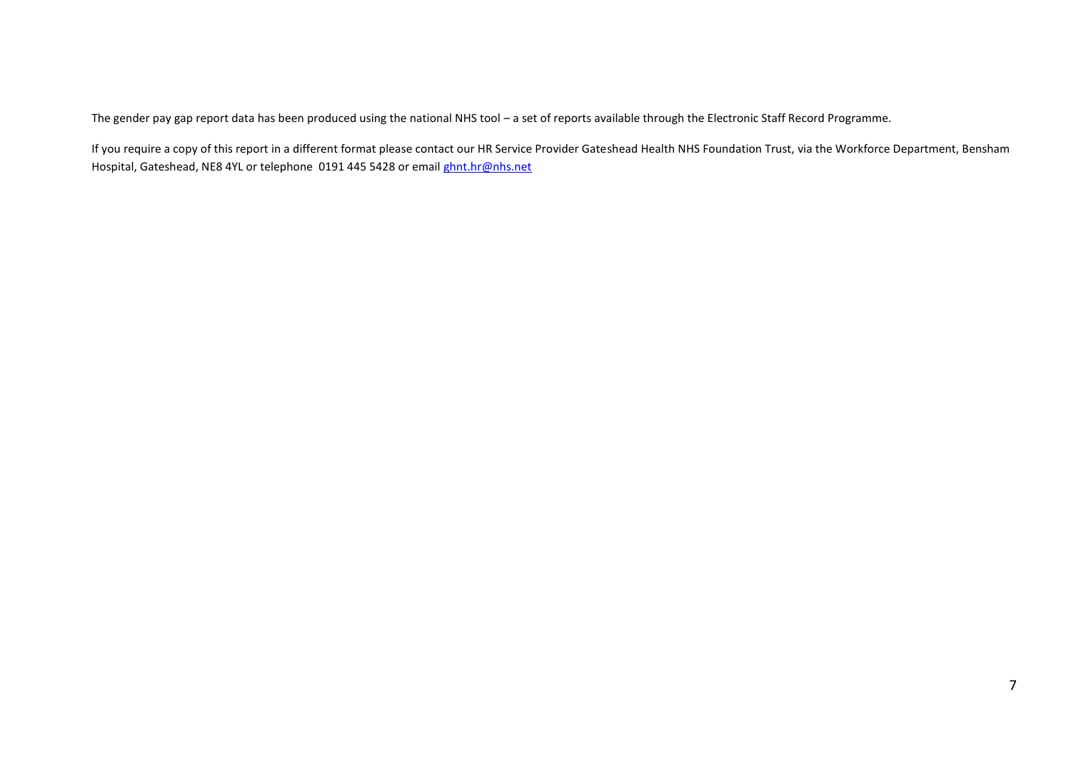The gender pay gap report data has been produced using the national NHS tool – a set of reports available through the Electronic Staff Record Programme.

If you require a copy of this report in a different format please contact our HR Service Provider Gateshead Health NHS Foundation Trust, via the Workforce Department, Bensham Hospital, Gateshead, NE8 4YL or telephone 0191 445 5428 or email ghnt.hr@nhs.net